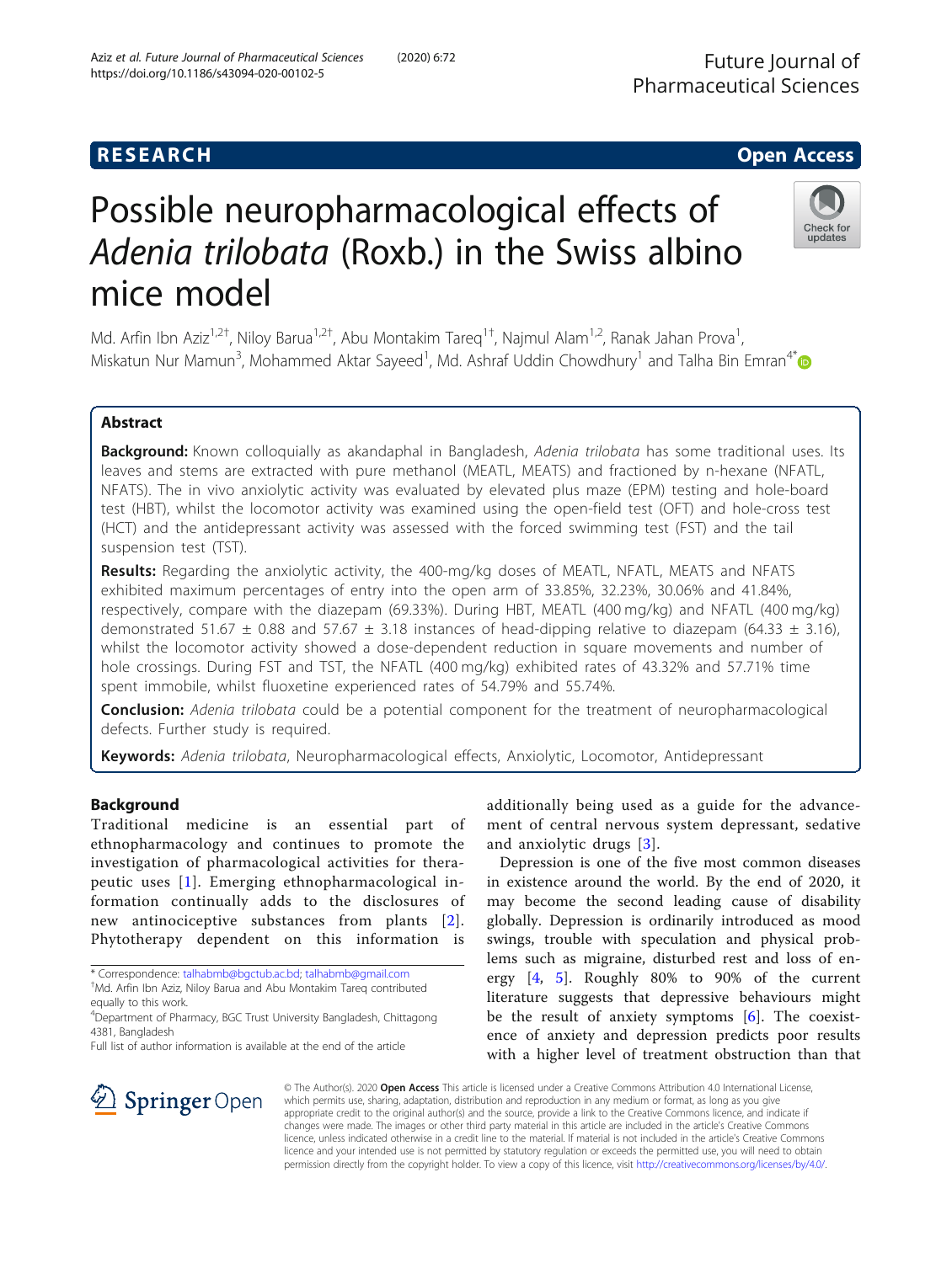RESEARCH

Open Access

# Possible neuropharmacological effects of *Adenia trilobata* (Roxb.) in the Swiss albino mice model

Md. Arfin Ibn Aziz[1,2†], Niloy Barua[1,2†], Abu Montakim Tareq[1†], Najmul Alam[1,2], Ranak Jahan Prova[1], Miskatun Nur Mamun[3], Mohammed Aktar Sayeed[1], Md. Ashraf Uddin Chowdhury[1] and Talha Bin Emran[4*]

## Abstract

**Background:** Known colloquially as akandaphal in Bangladesh, *Adenia trilobata* has some traditional uses. Its leaves and stems are extracted with pure methanol (MEATL, MEATS) and fractioned by n-hexane (NFATL, NFATS). The in vivo anxiolytic activity was evaluated by elevated plus maze (EPM) testing and hole-board test (HBT), whilst the locomotor activity was examined using the open-field test (OFT) and hole-cross test (HCT) and the antidepressant activity was assessed with the forced swimming test (FST) and the tail suspension test (TST).

**Results:** Regarding the anxiolytic activity, the 400-mg/kg doses of MEATL, NFATL, MEATS and NFATS exhibited maximum percentages of entry into the open arm of 33.85%, 32.23%, 30.06% and 41.84%, respectively, compare with the diazepam (69.33%). During HBT, MEATL (400 mg/kg) and NFATL (400 mg/kg) demonstrated 51.67 ± 0.88 and 57.67 ± 3.18 instances of head-dipping relative to diazepam (64.33 ± 3.16), whilst the locomotor activity showed a dose-dependent reduction in square movements and number of hole crossings. During FST and TST, the NFATL (400 mg/kg) exhibited rates of 43.32% and 57.71% time spent immobile, whilst fluoxetine experienced rates of 54.79% and 55.74%.

**Conclusion:** *Adenia trilobata* could be a potential component for the treatment of neuropharmacological defects. Further study is required.

**Keywords:** *Adenia trilobata*, Neuropharmacological effects, Anxiolytic, Locomotor, Antidepressant

## Background

Traditional medicine is an essential part of ethnopharmacology and continues to promote the investigation of pharmacological activities for therapeutic uses [1]. Emerging ethnopharmacological information continually adds to the disclosures of new antinociceptive substances from plants [2]. Phytotherapy dependent on this information is additionally being used as a guide for the advancement of central nervous system depressant, sedative and anxiolytic drugs [3].

Depression is one of the five most common diseases in existence around the world. By the end of 2020, it may become the second leading cause of disability globally. Depression is ordinarily introduced as mood swings, trouble with speculation and physical problems such as migraine, disturbed rest and loss of energy [4, 5]. Roughly 80% to 90% of the current literature suggests that depressive behaviours might be the result of anxiety symptoms [6]. The coexistence of anxiety and depression predicts poor results with a higher level of treatment obstruction than that

\* Correspondence: talhabmb@bgctub.ac.bd; talhabmb@gmail.com
†Md. Arfin Ibn Aziz, Niloy Barua and Abu Montakim Tareq contributed equally to this work.
[4]Department of Pharmacy, BGC Trust University Bangladesh, Chittagong 4381, Bangladesh
Full list of author information is available at the end of the article

© The Author(s). 2020 **Open Access** This article is licensed under a Creative Commons Attribution 4.0 International License, which permits use, sharing, adaptation, distribution and reproduction in any medium or format, as long as you give appropriate credit to the original author(s) and the source, provide a link to the Creative Commons licence, and indicate if changes were made. The images or other third party material in this article are included in the article's Creative Commons licence, unless indicated otherwise in a credit line to the material. If material is not included in the article's Creative Commons licence and your intended use is not permitted by statutory regulation or exceeds the permitted use, you will need to obtain permission directly from the copyright holder. To view a copy of this licence, visit http://creativecommons.org/licenses/by/4.0/.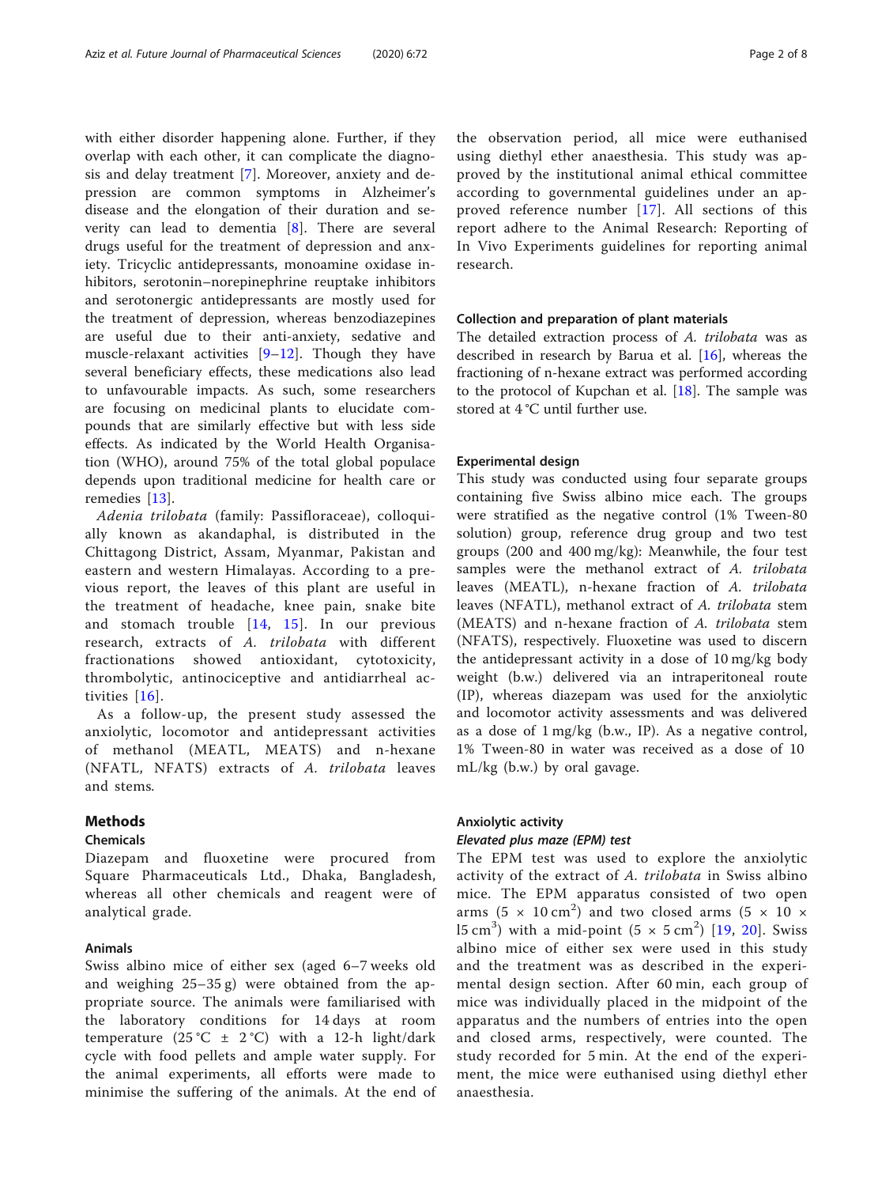with either disorder happening alone. Further, if they overlap with each other, it can complicate the diagnosis and delay treatment [7]. Moreover, anxiety and depression are common symptoms in Alzheimer's disease and the elongation of their duration and severity can lead to dementia [8]. There are several drugs useful for the treatment of depression and anxiety. Tricyclic antidepressants, monoamine oxidase inhibitors, serotonin–norepinephrine reuptake inhibitors and serotonergic antidepressants are mostly used for the treatment of depression, whereas benzodiazepines are useful due to their anti-anxiety, sedative and muscle-relaxant activities [9–12]. Though they have several beneficiary effects, these medications also lead to unfavourable impacts. As such, some researchers are focusing on medicinal plants to elucidate compounds that are similarly effective but with less side effects. As indicated by the World Health Organisation (WHO), around 75% of the total global populace depends upon traditional medicine for health care or remedies [13].

*Adenia trilobata* (family: Passifloraceae), colloquially known as akandaphal, is distributed in the Chittagong District, Assam, Myanmar, Pakistan and eastern and western Himalayas. According to a previous report, the leaves of this plant are useful in the treatment of headache, knee pain, snake bite and stomach trouble [14, 15]. In our previous research, extracts of *A. trilobata* with different fractionations showed antioxidant, cytotoxicity, thrombolytic, antinociceptive and antidiarrheal activities [16].

As a follow-up, the present study assessed the anxiolytic, locomotor and antidepressant activities of methanol (MEATL, MEATS) and n-hexane (NFATL, NFATS) extracts of *A. trilobata* leaves and stems.

## Methods

### Chemicals

Diazepam and fluoxetine were procured from Square Pharmaceuticals Ltd., Dhaka, Bangladesh, whereas all other chemicals and reagent were of analytical grade.

### Animals

Swiss albino mice of either sex (aged 6–7 weeks old and weighing 25–35 g) were obtained from the appropriate source. The animals were familiarised with the laboratory conditions for 14 days at room temperature (25 °C ± 2 °C) with a 12-h light/dark cycle with food pellets and ample water supply. For the animal experiments, all efforts were made to minimise the suffering of the animals. At the end of the observation period, all mice were euthanised using diethyl ether anaesthesia. This study was approved by the institutional animal ethical committee according to governmental guidelines under an approved reference number [17]. All sections of this report adhere to the Animal Research: Reporting of In Vivo Experiments guidelines for reporting animal research.

### Collection and preparation of plant materials

The detailed extraction process of *A. trilobata* was as described in research by Barua et al. [16], whereas the fractioning of n-hexane extract was performed according to the protocol of Kupchan et al. [18]. The sample was stored at 4 °C until further use.

### Experimental design

This study was conducted using four separate groups containing five Swiss albino mice each. The groups were stratified as the negative control (1% Tween-80 solution) group, reference drug group and two test groups (200 and 400 mg/kg): Meanwhile, the four test samples were the methanol extract of *A. trilobata* leaves (MEATL), n-hexane fraction of *A. trilobata* leaves (NFATL), methanol extract of *A. trilobata* stem (MEATS) and n-hexane fraction of *A. trilobata* stem (NFATS), respectively. Fluoxetine was used to discern the antidepressant activity in a dose of 10 mg/kg body weight (b.w.) delivered via an intraperitoneal route (IP), whereas diazepam was used for the anxiolytic and locomotor activity assessments and was delivered as a dose of 1 mg/kg (b.w., IP). As a negative control, 1% Tween-80 in water was received as a dose of 10 mL/kg (b.w.) by oral gavage.

### Anxiolytic activity

#### *Elevated plus maze (EPM) test*

The EPM test was used to explore the anxiolytic activity of the extract of *A. trilobata* in Swiss albino mice. The EPM apparatus consisted of two open arms ($5 \times 10\ cm^2$) and two closed arms ($5 \times 10 \times 15\ cm^3$) with a mid-point ($5 \times 5\ cm^2$) [19, 20]. Swiss albino mice of either sex were used in this study and the treatment was as described in the experimental design section. After 60 min, each group of mice was individually placed in the midpoint of the apparatus and the numbers of entries into the open and closed arms, respectively, were counted. The study recorded for 5 min. At the end of the experiment, the mice were euthanised using diethyl ether anaesthesia.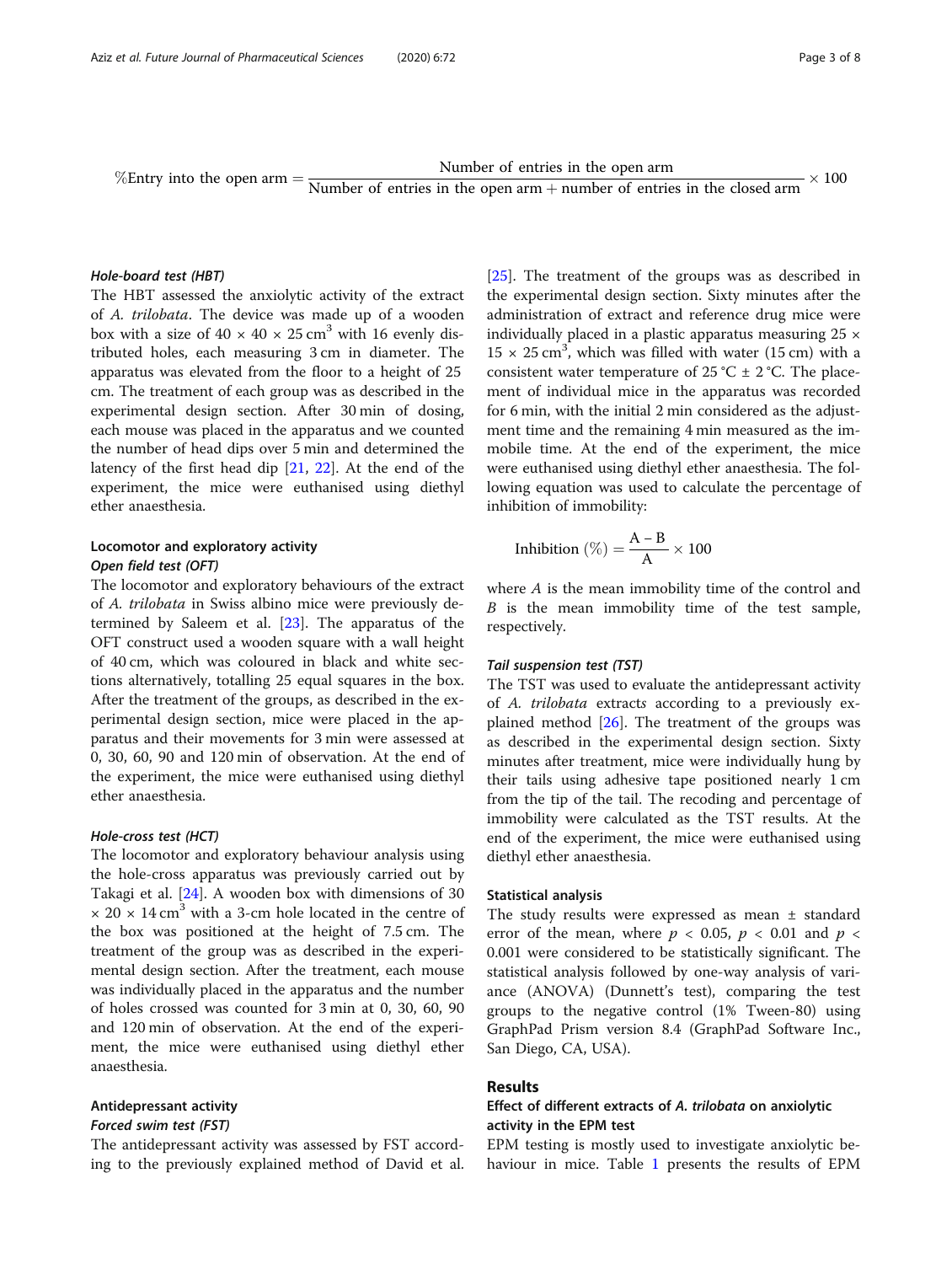$$\%\text{Entry into the open arm} = \frac{\text{Number of entries in the open arm}}{\text{Number of entries in the open arm} + \text{number of entries in the closed arm}} \times 100$$

#### *Hole-board test (HBT)*

The HBT assessed the anxiolytic activity of the extract of *A. trilobata*. The device was made up of a wooden box with a size of $40 \times 40 \times 25\ \text{cm}^3$ with 16 evenly distributed holes, each measuring 3 cm in diameter. The apparatus was elevated from the floor to a height of 25 cm. The treatment of each group was as described in the experimental design section. After 30 min of dosing, each mouse was placed in the apparatus and we counted the number of head dips over 5 min and determined the latency of the first head dip [21, 22]. At the end of the experiment, the mice were euthanised using diethyl ether anaesthesia.

### Locomotor and exploratory activity

#### *Open field test (OFT)*

The locomotor and exploratory behaviours of the extract of *A. trilobata* in Swiss albino mice were previously determined by Saleem et al. [23]. The apparatus of the OFT construct used a wooden square with a wall height of 40 cm, which was coloured in black and white sections alternatively, totalling 25 equal squares in the box. After the treatment of the groups, as described in the experimental design section, mice were placed in the apparatus and their movements for 3 min were assessed at 0, 30, 60, 90 and 120 min of observation. At the end of the experiment, the mice were euthanised using diethyl ether anaesthesia.

#### *Hole-cross test (HCT)*

The locomotor and exploratory behaviour analysis using the hole-cross apparatus was previously carried out by Takagi et al. [24]. A wooden box with dimensions of $30 \times 20 \times 14\ \text{cm}^3$ with a 3-cm hole located in the centre of the box was positioned at the height of 7.5 cm. The treatment of the group was as described in the experimental design section. After the treatment, each mouse was individually placed in the apparatus and the number of holes crossed was counted for 3 min at 0, 30, 60, 90 and 120 min of observation. At the end of the experiment, the mice were euthanised using diethyl ether anaesthesia.

### Antidepressant activity

#### *Forced swim test (FST)*

The antidepressant activity was assessed by FST according to the previously explained method of David et al. [25]. The treatment of the groups was as described in the experimental design section. Sixty minutes after the administration of extract and reference drug mice were individually placed in a plastic apparatus measuring $25 \times 15 \times 25\ \text{cm}^3$, which was filled with water (15 cm) with a consistent water temperature of $25\ ^\circ\text{C} \pm 2\ ^\circ\text{C}$. The placement of individual mice in the apparatus was recorded for 6 min, with the initial 2 min considered as the adjustment time and the remaining 4 min measured as the immobile time. At the end of the experiment, the mice were euthanised using diethyl ether anaesthesia. The following equation was used to calculate the percentage of inhibition of immobility:

$$\text{Inhibition}\ (\%) = \frac{\text{A} - \text{B}}{\text{A}} \times 100$$

where $A$ is the mean immobility time of the control and $B$ is the mean immobility time of the test sample, respectively.

#### *Tail suspension test (TST)*

The TST was used to evaluate the antidepressant activity of *A. trilobata* extracts according to a previously explained method [26]. The treatment of the groups was as described in the experimental design section. Sixty minutes after treatment, mice were individually hung by their tails using adhesive tape positioned nearly 1 cm from the tip of the tail. The recoding and percentage of immobility were calculated as the TST results. At the end of the experiment, the mice were euthanised using diethyl ether anaesthesia.

### Statistical analysis

The study results were expressed as mean ± standard error of the mean, where $p < 0.05$, $p < 0.01$ and $p < 0.001$ were considered to be statistically significant. The statistical analysis followed by one-way analysis of variance (ANOVA) (Dunnett's test), comparing the test groups to the negative control (1% Tween-80) using GraphPad Prism version 8.4 (GraphPad Software Inc., San Diego, CA, USA).

## Results

### Effect of different extracts of *A. trilobata* on anxiolytic activity in the EPM test

EPM testing is mostly used to investigate anxiolytic behaviour in mice. Table 1 presents the results of EPM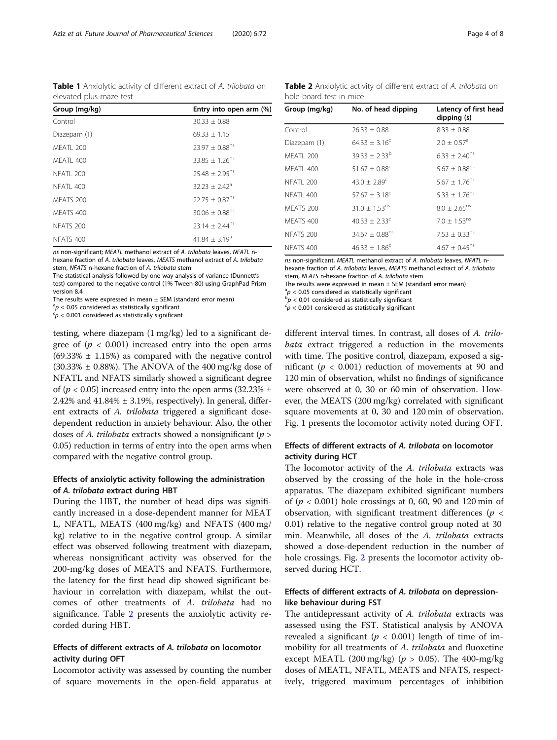**Table 1** Anxiolytic activity of different extract of *A. trilobata* on elevated plus-maze test

| Group (mg/kg) | Entry into open arm (%) |
|---|---|
| Control | 30.33 ± 0.88 |
| Diazepam (1) | 69.33 ± 1.15[c] |
| MEATL 200 | 23.97 ± 0.88[ns] |
| MEATL 400 | 33.85 ± 1.26[ns] |
| NFATL 200 | 25.48 ± 2.95[ns] |
| NFATL 400 | 32.23 ± 2.42[a] |
| MEATS 200 | 22.75 ± 0.87[ns] |
| MEATS 400 | 30.06 ± 0.88[ns] |
| NFATS 200 | 23.14 ± 2.44[ns] |
| NFATS 400 | 41.84 ± 3.19[a] |

*ns* non-significant; *MEATL* methanol extract of *A. trilobata* leaves, *NFATL* n-hexane fraction of *A. trilobata* leaves, *MEATS* methanol extract of *A. trilobata* stem, *NFATS* n-hexane fraction of *A. trilobata* stem

The statistical analysis followed by one-way analysis of variance (Dunnett's test) compared to the negative control (1% Tween-80) using GraphPad Prism version 8.4

The results were expressed in mean ± SEM (standard error mean)

[a]$p < 0.05$ considered as statistically significant

[c]$p < 0.001$ considered as statistically significant

**Table 2** Anxiolytic activity of different extract of *A. trilobata* on hole-board test in mice

| Group (mg/kg) | No. of head dipping | Latency of first head dipping (s) |
|---|---|---|
| Control | 26.33 ± 0.88 | 8.33 ± 0.88 |
| Diazepam (1) | 64.33 ± 3.16[c] | 2.0 ± 0.57[a] |
| MEATL 200 | 39.33 ± 2.33[b] | 6.33 ± 2.40[ns] |
| MEATL 400 | 51.67 ± 0.88[c] | 5.67 ± 0.88[ns] |
| NFATL 200 | 43.0 ± 2.89[c] | 5.67 ± 1.76[ns] |
| NFATL 400 | 57.67 ± 3.18[c] | 5.33 ± 1.76[ns] |
| MEATS 200 | 31.0 ± 1.53[ns] | 8.0 ± 2.65[ns] |
| MEATS 400 | 40.33 ± 2.33[c] | 7.0 ± 1.53[ns] |
| NFATS 200 | 34.67 ± 0.88[ns] | 7.53 ± 0.33[ns] |
| NFATS 400 | 46.33 ± 1.86[c] | 4.67 ± 0.45[ns] |

*ns* non-significant, *MEATL* methanol extract of *A. trilobata* leaves, *NFATL* n-hexane fraction of *A. trilobata* leaves, *MEATS* methanol extract of *A. trilobata* stem, *NFATS* n-hexane fraction of *A. trilobata* stem

The results were expressed in mean ± SEM (standard error mean)

[a]$p < 0.05$ considered as statistically significant

[b]$p < 0.01$ considered as statistically significant

[c]$p < 0.001$ considered as statistically significant

testing, where diazepam (1 mg/kg) led to a significant degree of ($p < 0.001$) increased entry into the open arms (69.33% ± 1.15%) as compared with the negative control (30.33% ± 0.88%). The ANOVA of the 400 mg/kg dose of NFATL and NFATS similarly showed a significant degree of ($p < 0.05$) increased entry into the open arms (32.23% ± 2.42% and 41.84% ± 3.19%, respectively). In general, different extracts of *A. trilobata* triggered a significant dose-dependent reduction in anxiety behaviour. Also, the other doses of *A. trilobata* extracts showed a nonsignificant ($p > 0.05$) reduction in terms of entry into the open arms when compared with the negative control group.

### Effects of anxiolytic activity following the administration of *A. trilobata* extract during HBT

During the HBT, the number of head dips was significantly increased in a dose-dependent manner for MEAT L, NFATL, MEATS (400 mg/kg) and NFATS (400 mg/kg) relative to in the negative control group. A similar effect was observed following treatment with diazepam, whereas nonsignificant activity was observed for the 200-mg/kg doses of MEATS and NFATS. Furthermore, the latency for the first head dip showed significant behaviour in correlation with diazepam, whilst the outcomes of other treatments of *A. trilobata* had no significance. Table 2 presents the anxiolytic activity recorded during HBT.

### Effects of different extracts of *A. trilobata* on locomotor activity during OFT

Locomotor activity was assessed by counting the number of square movements in the open-field apparatus at different interval times. In contrast, all doses of *A. trilobata* extract triggered a reduction in the movements with time. The positive control, diazepam, exposed a significant ($p < 0.001$) reduction of movements at 90 and 120 min of observation, whilst no findings of significance were observed at 0, 30 or 60 min of observation. However, the MEATS (200 mg/kg) correlated with significant square movements at 0, 30 and 120 min of observation. Fig. 1 presents the locomotor activity noted during OFT.

### Effects of different extracts of *A. trilobata* on locomotor activity during HCT

The locomotor activity of the *A. trilobata* extracts was observed by the crossing of the hole in the hole-cross apparatus. The diazepam exhibited significant numbers of ($p < 0.001$) hole crossings at 0, 60, 90 and 120 min of observation, with significant treatment differences ($p < 0.01$) relative to the negative control group noted at 30 min. Meanwhile, all doses of the *A. trilobata* extracts showed a dose-dependent reduction in the number of hole crossings. Fig. 2 presents the locomotor activity observed during HCT.

### Effects of different extracts of *A. trilobata* on depression-like behaviour during FST

The antidepressant activity of *A. trilobata* extracts was assessed using the FST. Statistical analysis by ANOVA revealed a significant ($p < 0.001$) length of time of immobility for all treatments of *A. trilobata* and fluoxetine except MEATL (200 mg/kg) ($p > 0.05$). The 400-mg/kg doses of MEATL, NFATL, MEATS and NFATS, respectively, triggered maximum percentages of inhibition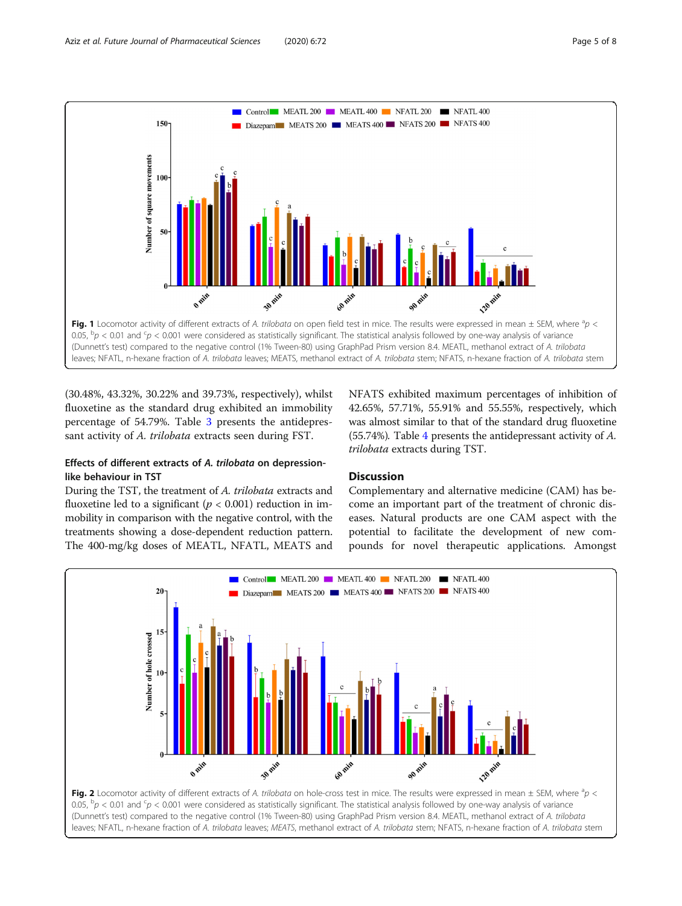Fig. 1 Locomotor activity of different extracts of *A. trilobata* on open field test in mice. The results were expressed in mean ± SEM, where [a]$p < 0.05$, [b]$p < 0.01$ and [c]$p < 0.001$ were considered as statistically significant. The statistical analysis followed by one-way analysis of variance (Dunnett's test) compared to the negative control (1% Tween-80) using GraphPad Prism version 8.4. MEATL, methanol extract of *A. trilobata* leaves; NFATL, n-hexane fraction of *A. trilobata* leaves; MEATS, methanol extract of *A. trilobata* stem; NFATS, n-hexane fraction of *A. trilobata* stem

(30.48%, 43.32%, 30.22% and 39.73%, respectively), whilst fluoxetine as the standard drug exhibited an immobility percentage of 54.79%. Table 3 presents the antidepressant activity of *A. trilobata* extracts seen during FST.

### Effects of different extracts of *A. trilobata* on depression-like behaviour in TST

During the TST, the treatment of *A. trilobata* extracts and fluoxetine led to a significant ($p < 0.001$) reduction in immobility in comparison with the negative control, with the treatments showing a dose-dependent reduction pattern. The 400-mg/kg doses of MEATL, NFATL, MEATS and NFATS exhibited maximum percentages of inhibition of 42.65%, 57.71%, 55.91% and 55.55%, respectively, which was almost similar to that of the standard drug fluoxetine (55.74%). Table 4 presents the antidepressant activity of *A. trilobata* extracts during TST.

## Discussion

Complementary and alternative medicine (CAM) has become an important part of the treatment of chronic diseases. Natural products are one CAM aspect with the potential to facilitate the development of new compounds for novel therapeutic applications. Amongst

Fig. 2 Locomotor activity of different extracts of *A. trilobata* on hole-cross test in mice. The results were expressed in mean ± SEM, where [a]$p < 0.05$, [b]$p < 0.01$ and [c]$p < 0.001$ were considered as statistically significant. The statistical analysis followed by one-way analysis of variance (Dunnett's test) compared to the negative control (1% Tween-80) using GraphPad Prism version 8.4. MEATL, methanol extract of *A. trilobata* leaves; NFATL, n-hexane fraction of *A. trilobata* leaves; *MEATS*, methanol extract of *A. trilobata* stem; NFATS, n-hexane fraction of *A. trilobata* stem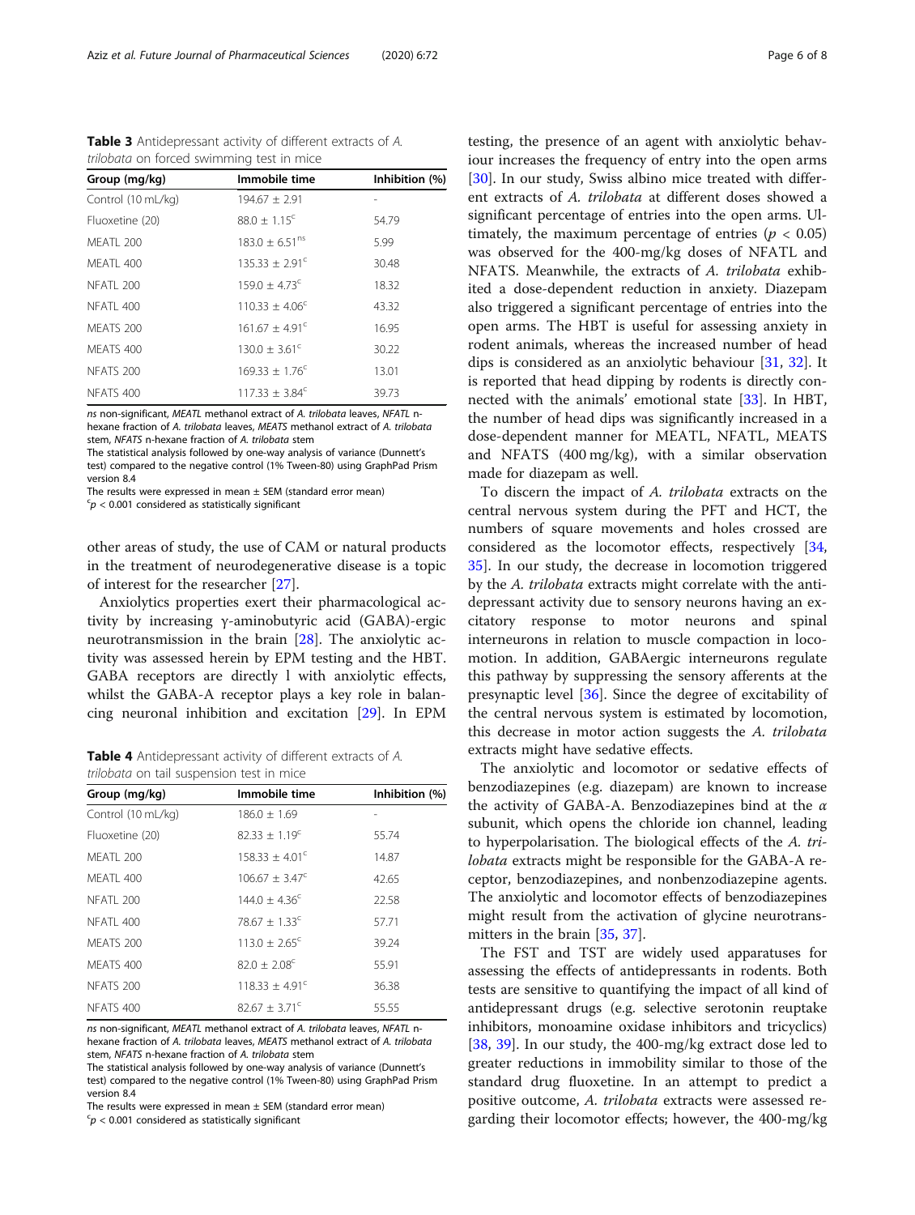**Table 3** Antidepressant activity of different extracts of *A. trilobata* on forced swimming test in mice

| Group (mg/kg) | Immobile time | Inhibition (%) |
|---|---|---|
| Control (10 mL/kg) | 194.67 ± 2.91 | - |
| Fluoxetine (20) | 88.0 ± 1.15[c] | 54.79 |
| MEATL 200 | 183.0 ± 6.51[ns] | 5.99 |
| MEATL 400 | 135.33 ± 2.91[c] | 30.48 |
| NFATL 200 | 159.0 ± 4.73[c] | 18.32 |
| NFATL 400 | 110.33 ± 4.06[c] | 43.32 |
| MEATS 200 | 161.67 ± 4.91[c] | 16.95 |
| MEATS 400 | 130.0 ± 3.61[c] | 30.22 |
| NFATS 200 | 169.33 ± 1.76[c] | 13.01 |
| NFATS 400 | 117.33 ± 3.84[c] | 39.73 |

*ns* non-significant, *MEATL* methanol extract of *A. trilobata* leaves, *NFATL* n-hexane fraction of *A. trilobata* leaves, *MEATS* methanol extract of *A. trilobata* stem, *NFATS* n-hexane fraction of *A. trilobata* stem
The statistical analysis followed by one-way analysis of variance (Dunnett's test) compared to the negative control (1% Tween-80) using GraphPad Prism version 8.4
The results were expressed in mean ± SEM (standard error mean)
[c]$p < 0.001$ considered as statistically significant

other areas of study, the use of CAM or natural products in the treatment of neurodegenerative disease is a topic of interest for the researcher [27].

Anxiolytics properties exert their pharmacological activity by increasing γ-aminobutyric acid (GABA)-ergic neurotransmission in the brain [28]. The anxiolytic activity was assessed herein by EPM testing and the HBT. GABA receptors are directly l with anxiolytic effects, whilst the GABA-A receptor plays a key role in balancing neuronal inhibition and excitation [29]. In EPM testing, the presence of an agent with anxiolytic behaviour increases the frequency of entry into the open arms [30]. In our study, Swiss albino mice treated with different extracts of *A. trilobata* at different doses showed a significant percentage of entries into the open arms. Ultimately, the maximum percentage of entries ($p < 0.05$) was observed for the 400-mg/kg doses of NFATL and NFATS. Meanwhile, the extracts of *A. trilobata* exhibited a dose-dependent reduction in anxiety. Diazepam also triggered a significant percentage of entries into the open arms. The HBT is useful for assessing anxiety in rodent animals, whereas the increased number of head dips is considered as an anxiolytic behaviour [31, 32]. It is reported that head dipping by rodents is directly connected with the animals' emotional state [33]. In HBT, the number of head dips was significantly increased in a dose-dependent manner for MEATL, NFATL, MEATS and NFATS (400 mg/kg), with a similar observation made for diazepam as well.

**Table 4** Antidepressant activity of different extracts of *A. trilobata* on tail suspension test in mice

| Group (mg/kg) | Immobile time | Inhibition (%) |
|---|---|---|
| Control (10 mL/kg) | 186.0 ± 1.69 | - |
| Fluoxetine (20) | 82.33 ± 1.19[c] | 55.74 |
| MEATL 200 | 158.33 ± 4.01[c] | 14.87 |
| MEATL 400 | 106.67 ± 3.47[c] | 42.65 |
| NFATL 200 | 144.0 ± 4.36[c] | 22.58 |
| NFATL 400 | 78.67 ± 1.33[c] | 57.71 |
| MEATS 200 | 113.0 ± 2.65[c] | 39.24 |
| MEATS 400 | 82.0 ± 2.08[c] | 55.91 |
| NFATS 200 | 118.33 ± 4.91[c] | 36.38 |
| NFATS 400 | 82.67 ± 3.71[c] | 55.55 |

*ns* non-significant, *MEATL* methanol extract of *A. trilobata* leaves, *NFATL* n-hexane fraction of *A. trilobata* leaves, *MEATS* methanol extract of *A. trilobata* stem, *NFATS* n-hexane fraction of *A. trilobata* stem
The statistical analysis followed by one-way analysis of variance (Dunnett's test) compared to the negative control (1% Tween-80) using GraphPad Prism version 8.4
The results were expressed in mean ± SEM (standard error mean)
[c]$p < 0.001$ considered as statistically significant

To discern the impact of *A. trilobata* extracts on the central nervous system during the PFT and HCT, the numbers of square movements and holes crossed are considered as the locomotor effects, respectively [34, 35]. In our study, the decrease in locomotion triggered by the *A. trilobata* extracts might correlate with the antidepressant activity due to sensory neurons having an excitatory response to motor neurons and spinal interneurons in relation to muscle compaction in locomotion. In addition, GABAergic interneurons regulate this pathway by suppressing the sensory afferents at the presynaptic level [36]. Since the degree of excitability of the central nervous system is estimated by locomotion, this decrease in motor action suggests the *A. trilobata* extracts might have sedative effects.

The anxiolytic and locomotor or sedative effects of benzodiazepines (e.g. diazepam) are known to increase the activity of GABA-A. Benzodiazepines bind at the $\alpha$ subunit, which opens the chloride ion channel, leading to hyperpolarisation. The biological effects of the *A. trilobata* extracts might be responsible for the GABA-A receptor, benzodiazepines, and nonbenzodiazepine agents. The anxiolytic and locomotor effects of benzodiazepines might result from the activation of glycine neurotransmitters in the brain [35, 37].

The FST and TST are widely used apparatuses for assessing the effects of antidepressants in rodents. Both tests are sensitive to quantifying the impact of all kind of antidepressant drugs (e.g. selective serotonin reuptake inhibitors, monoamine oxidase inhibitors and tricyclics) [38, 39]. In our study, the 400-mg/kg extract dose led to greater reductions in immobility similar to those of the standard drug fluoxetine. In an attempt to predict a positive outcome, *A. trilobata* extracts were assessed regarding their locomotor effects; however, the 400-mg/kg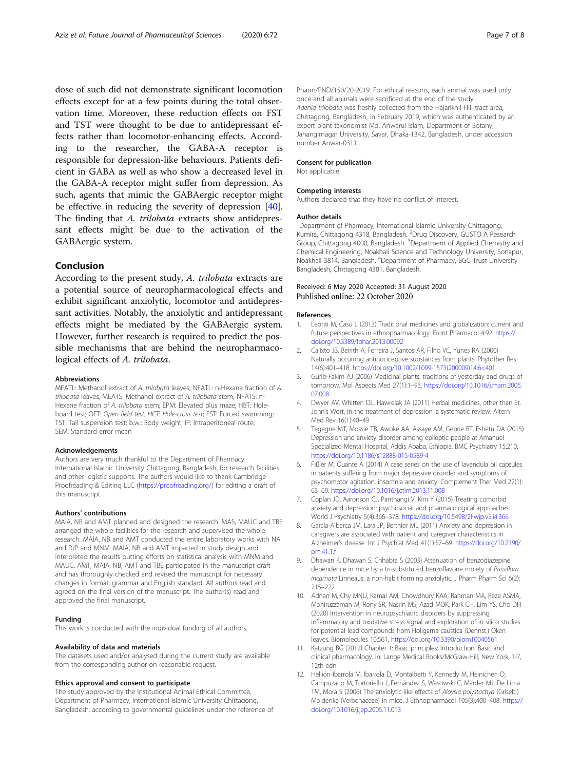dose of such did not demonstrate significant locomotion effects except for at a few points during the total observation time. Moreover, these reduction effects on FST and TST were thought to be due to antidepressant effects rather than locomotor-enhancing effects. According to the researcher, the GABA-A receptor is responsible for depression-like behaviours. Patients deficient in GABA as well as who show a decreased level in the GABA-A receptor might suffer from depression. As such, agents that mimic the GABAergic receptor might be effective in reducing the severity of depression [40]. The finding that *A. trilobata* extracts show antidepressant effects might be due to the activation of the GABAergic system.

## Conclusion

According to the present study, *A. trilobata* extracts are a potential source of neuropharmacological effects and exhibit significant anxiolytic, locomotor and antidepressant activities. Notably, the anxiolytic and antidepressant effects might be mediated by the GABAergic system. However, further research is required to predict the possible mechanisms that are behind the neuropharmacological effects of *A. trilobata*.

### Abbreviations

MEATL: Methanol extract of *A. trilobata* leaves; NFATL: n-Hexane fraction of *A. trilobata* leaves; MEATS: Methanol extract of *A. trilobata* stem; NFATS: n-Hexane fraction of *A. trilobata* stem; EPM: Elevated plus maze; HBT: Hole-board test; OFT: *Open field test*; *HCT*: *Hole-cross test*; FST: Forced swimming; TST: Tail suspension test; b.w.: Body weight; IP: Intraperitoneal route; SEM: Standard error mean

### Acknowledgements

Authors are very much thankful to the Department of Pharmacy, International Islamic University Chittagong, Bangladesh, for research facilities and other logistic supports. The authors would like to thank Cambridge Proofreading & Editing LLC (https://proofreading.org/) for editing a draft of this manuscript.

### Authors' contributions

MAIA, NB and AMT planned and designed the research. MAS, MAUC and TBE arranged the whole facilities for the research and supervised the whole research. MAIA, NB and AMT conducted the entire laboratory works with NA and RJP and MNM. MAIA, NB and AMT imparted in study design and interpreted the results putting efforts on statistical analysis with MNM and MAUC. AMT, MAIA, NB, AMT and TBE participated in the manuscript draft and has thoroughly checked and revised the manuscript for necessary changes in format, grammar and English standard. All authors read and agreed on the final version of the manuscript. The author(s) read and approved the final manuscript.

### Funding

This work is conducted with the individual funding of all authors.

### Availability of data and materials

The datasets used and/or analysed during the current study are available from the corresponding author on reasonable request.

### Ethics approval and consent to participate

The study approved by the Institutional Animal Ethical Committee, Department of Pharmacy, International Islamic University Chittagong, Bangladesh, according to governmental guidelines under the reference of Pharm/PND/150/20-2019. For ethical reasons, each animal was used only once and all animals were sacrificed at the end of the study.
*Adenia trilobata* was freshly collected from the Hajarikhil Hill tract area, Chittagong, Bangladesh, in February 2019, which was authenticated by an expert plant taxonomist Md. Anwarul Islam, Department of Botany, Jahangirnagar University, Savar, Dhaka-1342, Bangladesh, under accession number Anwar-0311.

### Consent for publication

Not applicable

### Competing interests

Authors declared that they have no conflict of interest.

### Author details

[1]Department of Pharmacy, International Islamic University Chittagong, Kumira, Chittagong 4318, Bangladesh. [2]Drug Discovery, GUSTO A Research Group, Chittagong 4000, Bangladesh. [3]Department of Applied Chemistry and Chemical Engineering, Noakhali Science and Technology University, Sonapur, Noakhali 3814, Bangladesh. [4]Department of Pharmacy, BGC Trust University Bangladesh, Chittagong 4381, Bangladesh.

Received: 6 May 2020 Accepted: 31 August 2020
Published online: 22 October 2020

### References

1. Leonti M, Casu L (2013) Traditional medicines and globalization: current and future perspectives in ethnopharmacology. Front Pharmacol 4:92. https://doi.org/10.3389/fphar.2013.00092
2. Calixto JB, Beirith A, Ferreira J, Santos AR, Filho VC, Yunes RA (2000) Naturally occurring antinociceptive substances from plants. Phytother Res 14(6):401–418. https://doi.org/10.1002/1099-1573(200009)14:6<401
3. Gurib-Fakim AJ (2006) Medicinal plants: traditions of yesterday and drugs of tomorrow. Mol Aspects Med 27(1):1–93. https://doi.org/10.1016/j.mam.2005.07.008
4. Dwyer AV, Whitten DL, Hawrelak JA (2011) Herbal medicines, other than St. John's Wort, in the treatment of depression: a systematic review. Altern Med Rev 16(1):40–49
5. Tegegne MT, Mossie TB, Awoke AA, Assaye AM, Gebrie BT, Eshetu DA (2015) Depression and anxiety disorder among epileptic people at Amanuel Specialized Mental Hospital, Addis Ababa, Ethiopia. BMC Psychiatry 15:210. https://doi.org/10.1186/s12888-015-0589-4
6. Fißler M, Quante A (2014) A case series on the use of lavendula oil capsules in patients suffering from major depressive disorder and symptoms of psychomotor agitation, insomnia and anxiety. Complement Ther Med 22(1):63–69. https://doi.org/10.1016/j.ctim.2013.11.008
7. Coplan JD, Aaronson CJ, Panthangi V, Kim Y (2015) Treating comorbid anxiety and depression: psychosocial and pharmacological approaches. World J Psychiatry 5(4):366–378. https://doi.org/10.5498/2Fwjp.v5.i4.366
8. García-Alberca JM, Lara JP, Berthier ML (2011) Anxiety and depression in caregivers are associated with patient and caregiver characteristics in Alzheimer's disease. Int J Psychiat Med 41(1):57–69. https://doi.org/10.2190/pm.41.1.f
9. Dhawan K, Dhawan S, Chhabra S (2003) Attenuation of benzodiazepine dependence in mice by a tri-substituted benzoflavone moiety of *Passiflora incarnata* Linneaus: a non-habit forming anxiolytic. J Pharm Pharm Sci 6(2):215–222
10. Adnan M, Chy MNU, Kamal AM, Chowdhury KAA, Rahman MA, Reza ASMA, Moniruzzaman M, Rony SR, Nasrin MS, Azad MOK, Park CH, Lim YS, Cho DH (2020) Intervention in neuropsychiatric disorders by suppressing inflammatory and oxidative stress signal and exploration of in silico studies for potential lead compounds from Holigarna caustica (Dennst.) Oken leaves. Biomolecules 10:561. https://doi.org/10.3390/biom10040561
11. Katzung BG (2012) Chapter 1: Basic principles: Introduction. Basic and clinical pharmacology. In: Lange Medical Books/McGraw-Hill, New York, 1-7, 12th edn
12. Hellión-Ibarrola M, Ibarrola D, Montalbetti Y, Kennedy M, Heinichen O, Campuzano M, Tortoriello J, Fernández S, Wasowski C, Marder MJ, De Lima TM, Mora S (2006) The anxiolytic-like effects of *Aloysia polystachya* (Griseb.) Moldenke (Verbenaceae) in mice. J Ethnopharmacol 105(3):400–408. https://doi.org/10.1016/j.jep.2005.11.013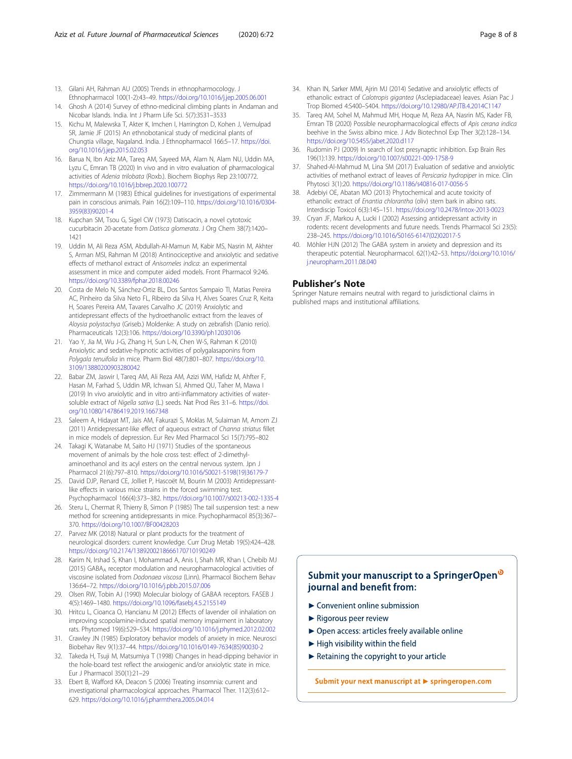13. Gilani AH, Rahman AU (2005) Trends in ethnopharmocology. J Ethnopharmacol 100(1-2):43–49. https://doi.org/10.1016/j.jep.2005.06.001
14. Ghosh A (2014) Survey of ethno-medicinal climbing plants in Andaman and Nicobar Islands. India. Int J Pharm Life Sci. 5(7):3531–3533
15. Kichu M, Malewska T, Akter K, Imchen I, Harrington D, Kohen J, Vemulpad SR, Jamie JF (2015) An ethnobotanical study of medicinal plants of Chungtia village, Nagaland. India. J Ethnopharmacol 166:5–17. https://doi.org/10.1016/j.jep.2015.02.053
16. Barua N, Ibn Aziz MA, Tareq AM, Sayeed MA, Alam N, Alam NU, Uddin MA, Lyzu C, Emran TB (2020) In vivo and in vitro evaluation of pharmacological activities of *Adenia trilobata* (Roxb.). Biochem Biophys Rep 23:100772. https://doi.org/10.1016/j.bbrep.2020.100772
17. Zimmermann M (1983) Ethical guidelines for investigations of experimental pain in conscious animals. Pain 16(2):109–110. https://doi.org/10.1016/0304-3959(83)90201-4
18. Kupchan SM, Tsou G, Sigel CW (1973) Datiscacin, a novel cytotoxic cucurbitacin 20-acetate from *Datisca glomerata*. J Org Chem 38(7):1420–1421
19. Uddin M, Ali Reza ASM, Abdullah-Al-Mamun M, Kabir MS, Nasrin M, Akhter S, Arman MSI, Rahman M (2018) Antinociceptive and anxiolytic and sedative effects of methanol extract of *Anisomeles indica*: an experimental assessment in mice and computer aided models. Front Pharmacol 9:246. https://doi.org/10.3389/fphar.2018.00246
20. Costa de Melo N, Sánchez-Ortiz BL, Dos Santos Sampaio TI, Matias Pereira AC, Pinheiro da Silva Neto FL, Ribeiro da Silva H, Alves Soares Cruz R, Keita H, Soares Pereira AM, Tavares Carvalho JC (2019) Anxiolytic and antidepressant effects of the hydroethanolic extract from the leaves of *Aloysia polystachya* (Griseb.) Moldenke: A study on zebrafish (Danio rerio). Pharmaceuticals 12(3):106. https://doi.org/10.3390/ph12030106
21. Yao Y, Jia M, Wu J-G, Zhang H, Sun L-N, Chen W-S, Rahman K (2010) Anxiolytic and sedative-hypnotic activities of polygalasaponins from *Polygala tenuifolia* in mice. Pharm Biol 48(7):801–807. https://doi.org/10.3109/13880200903280042
22. Babar ZM, Jaswir I, Tareq AM, Ali Reza AM, Azizi WM, Hafidz M, Ahfter F, Hasan M, Farhad S, Uddin MR, Ichwan SJ, Ahmed QU, Taher M, Mawa I (2019) In vivo anxiolytic and in vitro anti-inflammatory activities of water-soluble extract of *Nigella sativa* (L.) seeds. Nat Prod Res 3:1–6. https://doi.org/10.1080/14786419.2019.1667348
23. Saleem A, Hidayat MT, Jais AM, Fakurazi S, Moklas M, Sulaiman M, Amom ZJ (2011) Antidepressant-like effect of aqueous extract of *Channa striatus* fillet in mice models of depression. Eur Rev Med Pharmacol Sci 15(7):795–802
24. Takagi K, Watanabe M, Saito HJ (1971) Studies of the spontaneous movement of animals by the hole cross test: effect of 2-dimethyl-aminoethanol and its acyl esters on the central nervous system. Jpn J Pharmacol 21(6):797–810. https://doi.org/10.1016/S0021-5198(19)36179-7
25. David DJP, Renard CE, Jolliet P, Hascoët M, Bourin M (2003) Antidepressant-like effects in various mice strains in the forced swimming test. Psychopharmacol 166(4):373–382. https://doi.org/10.1007/s00213-002-1335-4
26. Steru L, Chermat R, Thierry B, Simon P (1985) The tail suspension test: a new method for screening antidepressants in mice. Psychopharmacol 85(3):367–370. https://doi.org/10.1007/BF00428203
27. Parvez MK (2018) Natural or plant products for the treatment of neurological disorders: current knowledge. Curr Drug Metab 19(5):424–428. https://doi.org/10.2174/1389200218666170710190249
28. Karim N, Irshad S, Khan I, Mohammad A, Anis I, Shah MR, Khan I, Chebib MJ (2015) $GABA_A$ receptor modulation and neuropharmacological activities of viscosine isolated from *Dodonaea viscosa* (Linn). Pharmacol Biochem Behav 136:64–72. https://doi.org/10.1016/j.pbb.2015.07.006
29. Olsen RW, Tobin AJ (1990) Molecular biology of GABAA receptors. FASEB J 4(5):1469–1480. https://doi.org/10.1096/fasebj.4.5.2155149
30. Hritcu L, Cioanca O, Hancianu M (2012) Effects of lavender oil inhalation on improving scopolamine-induced spatial memory impairment in laboratory rats. Phytomed 19(6):529–534. https://doi.org/10.1016/j.phymed.2012.02.002
31. Crawley JN (1985) Exploratory behavior models of anxiety in mice. Neurosci Biobehav Rev 9(1):37–44. https://doi.org/10.1016/0149-7634(85)90030-2
32. Takeda H, Tsuji M, Matsumiya T (1998) Changes in head-dipping behavior in the hole-board test reflect the anxiogenic and/or anxiolytic state in mice. Eur J Pharmacol 350(1):21–29
33. Ebert B, Wafford KA, Deacon S (2006) Treating insomnia: current and investigational pharmacological approaches. Pharmacol Ther. 112(3):612–629. https://doi.org/10.1016/j.pharmthera.2005.04.014
34. Khan IN, Sarker MMI, Ajrin MJ (2014) Sedative and anxiolytic effects of ethanolic extract of *Calotropis gigantea* (Asclepiadaceae) leaves. Asian Pac J Trop Biomed 4:S400–S404. https://doi.org/10.12980/APJTB.4.2014C1147
35. Tareq AM, Sohel M, Mahmud MH, Hoque M, Reza AA, Nasrin MS, Kader FB, Emran TB (2020) Possible neuropharmacological effects of *Apis cerana indica* beehive in the Swiss albino mice. J Adv Biotechnol Exp Ther 3(2):128–134. https://doi.org/10.5455/jabet.2020.d117
36. Rudomin PJ (2009) In search of lost presynaptic inhibition. Exp Brain Res 196(1):139. https://doi.org/10.1007/s00221-009-1758-9
37. Shahed-Al-Mahmud M, Lina SM (2017) Evaluation of sedative and anxiolytic activities of methanol extract of leaves of *Persicaria hydropiper* in mice. Clin Phytosci 3(1):20. https://doi.org/10.1186/s40816-017-0056-5
38. Adebiyi OE, Abatan MO (2013) Phytochemical and acute toxicity of ethanolic extract of *Enantia chlorantha* (oliv) stem bark in albino rats. Interdiscip Toxicol 6(3):145–151. https://doi.org/10.2478/intox-2013-0023
39. Cryan JF, Markou A, Lucki I (2002) Assessing antidepressant activity in rodents: recent developments and future needs. Trends Pharmacol Sci 23(5):238–245. https://doi.org/10.1016/S0165-6147(02)02017-5
40. Möhler HJN (2012) The GABA system in anxiety and depression and its therapeutic potential. Neuropharmacol. 62(1):42–53. https://doi.org/10.1016/j.neuropharm.2011.08.040

## Publisher's Note

Springer Nature remains neutral with regard to jurisdictional claims in published maps and institutional affiliations.

**Submit your manuscript to a SpringerOpen journal and benefit from:**

- Convenient online submission
- Rigorous peer review
- Open access: articles freely available online
- High visibility within the field
- Retaining the copyright to your article

**Submit your next manuscript at ▶ springeropen.com**